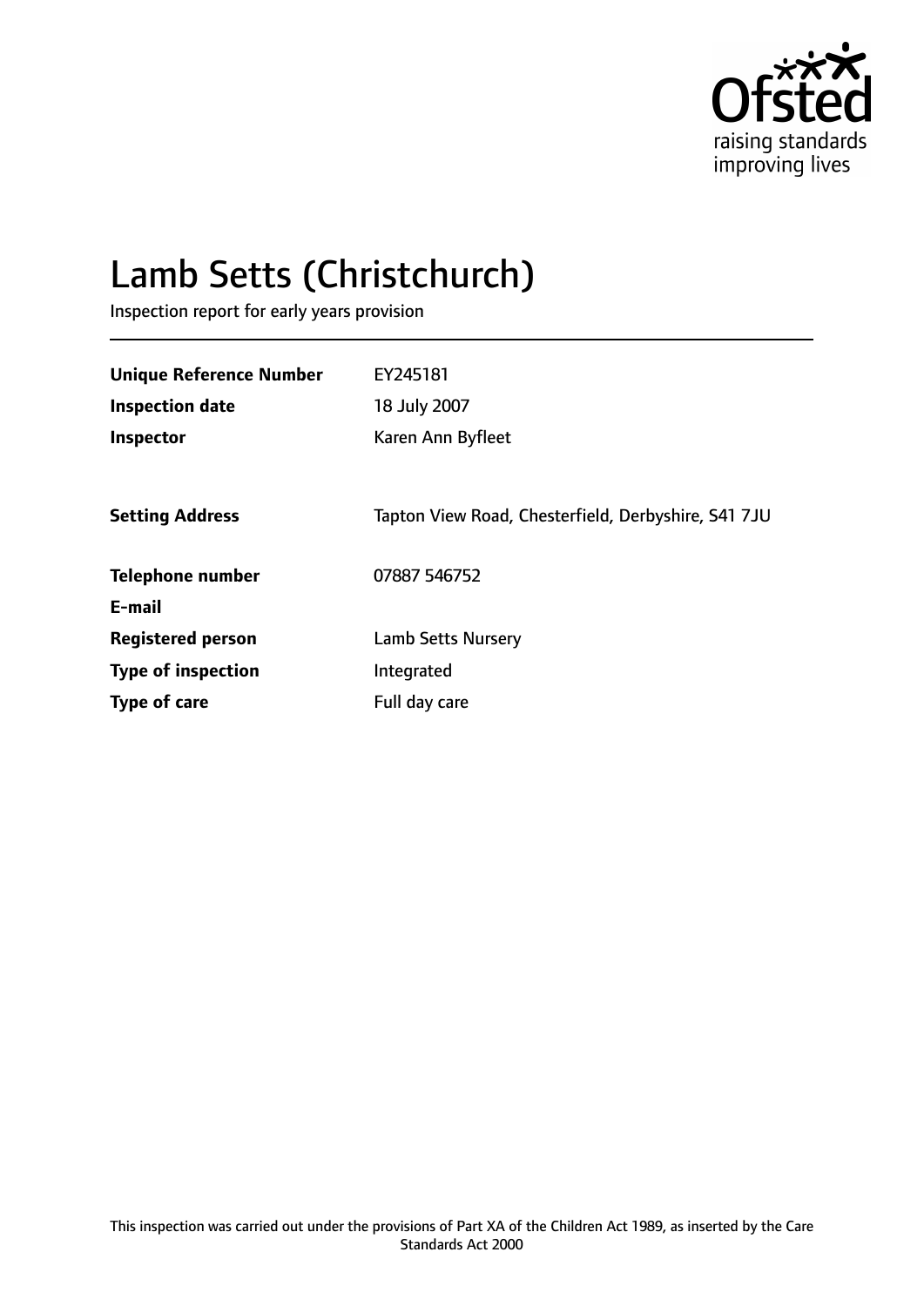Ofsted
raising standards
improving lives

# Lamb Setts (Christchurch)

Inspection report for early years provision

| | |
|---|---|
| **Unique Reference Number** | EY245181 |
| **Inspection date** | 18 July 2007 |
| **Inspector** | Karen Ann Byfleet |
| | |
| **Setting Address** | Tapton View Road, Chesterfield, Derbyshire, S41 7JU |
| | |
| **Telephone number** | 07887 546752 |
| **E-mail** | |
| **Registered person** | Lamb Setts Nursery |
| **Type of inspection** | Integrated |
| **Type of care** | Full day care |

This inspection was carried out under the provisions of Part XA of the Children Act 1989, as inserted by the Care Standards Act 2000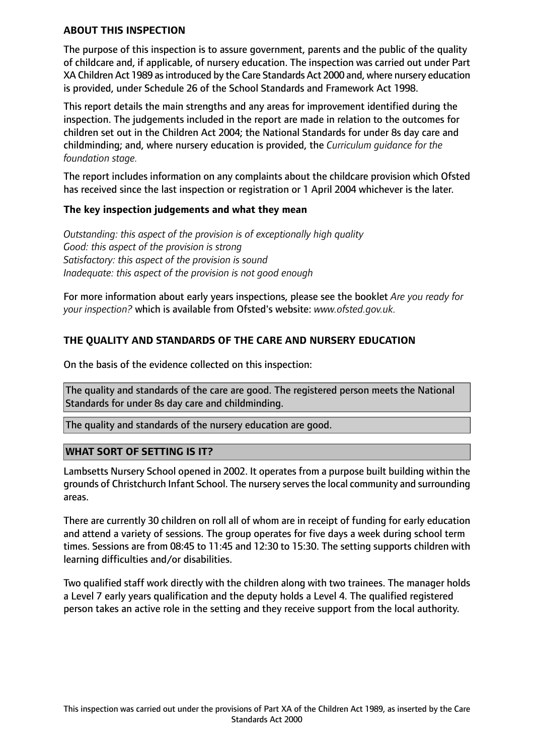## ABOUT THIS INSPECTION

The purpose of this inspection is to assure government, parents and the public of the quality of childcare and, if applicable, of nursery education. The inspection was carried out under Part XA Children Act 1989 as introduced by the Care Standards Act 2000 and, where nursery education is provided, under Schedule 26 of the School Standards and Framework Act 1998.

This report details the main strengths and any areas for improvement identified during the inspection. The judgements included in the report are made in relation to the outcomes for children set out in the Children Act 2004; the National Standards for under 8s day care and childminding; and, where nursery education is provided, the *Curriculum guidance for the foundation stage.*

The report includes information on any complaints about the childcare provision which Ofsted has received since the last inspection or registration or 1 April 2004 whichever is the later.

### The key inspection judgements and what they mean

*Outstanding: this aspect of the provision is of exceptionally high quality*
*Good: this aspect of the provision is strong*
*Satisfactory: this aspect of the provision is sound*
*Inadequate: this aspect of the provision is not good enough*

For more information about early years inspections, please see the booklet *Are you ready for your inspection?* which is available from Ofsted's website: *www.ofsted.gov.uk.*

## THE QUALITY AND STANDARDS OF THE CARE AND NURSERY EDUCATION

On the basis of the evidence collected on this inspection:

The quality and standards of the care are good. The registered person meets the National Standards for under 8s day care and childminding.

The quality and standards of the nursery education are good.

## WHAT SORT OF SETTING IS IT?

Lambsetts Nursery School opened in 2002. It operates from a purpose built building within the grounds of Christchurch Infant School. The nursery serves the local community and surrounding areas.

There are currently 30 children on roll all of whom are in receipt of funding for early education and attend a variety of sessions. The group operates for five days a week during school term times. Sessions are from 08:45 to 11:45 and 12:30 to 15:30. The setting supports children with learning difficulties and/or disabilities.

Two qualified staff work directly with the children along with two trainees. The manager holds a Level 7 early years qualification and the deputy holds a Level 4. The qualified registered person takes an active role in the setting and they receive support from the local authority.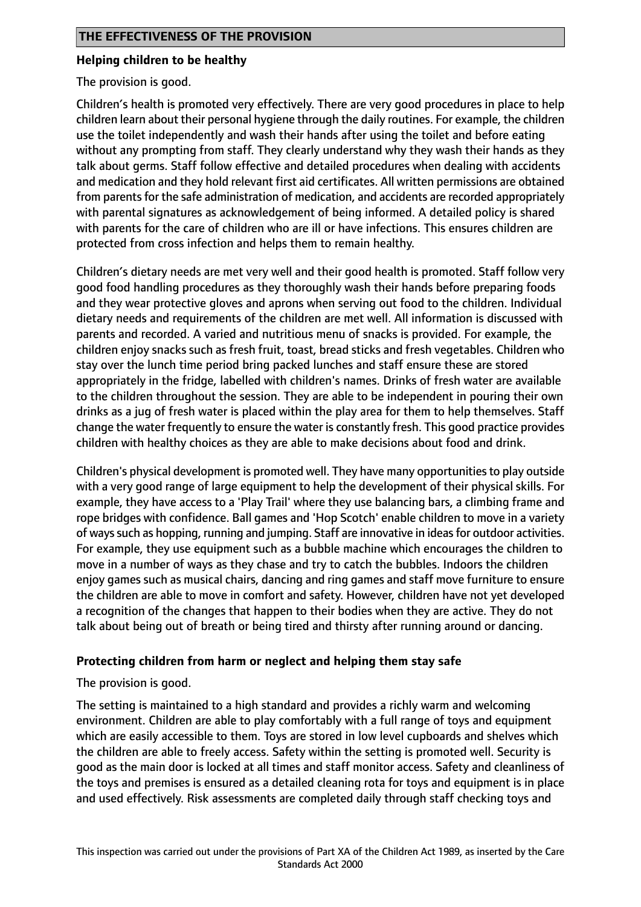## THE EFFECTIVENESS OF THE PROVISION

**Helping children to be healthy**

The provision is good.

Children's health is promoted very effectively. There are very good procedures in place to help children learn about their personal hygiene through the daily routines. For example, the children use the toilet independently and wash their hands after using the toilet and before eating without any prompting from staff. They clearly understand why they wash their hands as they talk about germs. Staff follow effective and detailed procedures when dealing with accidents and medication and they hold relevant first aid certificates. All written permissions are obtained from parents for the safe administration of medication, and accidents are recorded appropriately with parental signatures as acknowledgement of being informed. A detailed policy is shared with parents for the care of children who are ill or have infections. This ensures children are protected from cross infection and helps them to remain healthy.

Children's dietary needs are met very well and their good health is promoted. Staff follow very good food handling procedures as they thoroughly wash their hands before preparing foods and they wear protective gloves and aprons when serving out food to the children. Individual dietary needs and requirements of the children are met well. All information is discussed with parents and recorded. A varied and nutritious menu of snacks is provided. For example, the children enjoy snacks such as fresh fruit, toast, bread sticks and fresh vegetables. Children who stay over the lunch time period bring packed lunches and staff ensure these are stored appropriately in the fridge, labelled with children's names. Drinks of fresh water are available to the children throughout the session. They are able to be independent in pouring their own drinks as a jug of fresh water is placed within the play area for them to help themselves. Staff change the water frequently to ensure the water is constantly fresh. This good practice provides children with healthy choices as they are able to make decisions about food and drink.

Children's physical development is promoted well. They have many opportunities to play outside with a very good range of large equipment to help the development of their physical skills. For example, they have access to a 'Play Trail' where they use balancing bars, a climbing frame and rope bridges with confidence. Ball games and 'Hop Scotch' enable children to move in a variety of ways such as hopping, running and jumping. Staff are innovative in ideas for outdoor activities. For example, they use equipment such as a bubble machine which encourages the children to move in a number of ways as they chase and try to catch the bubbles. Indoors the children enjoy games such as musical chairs, dancing and ring games and staff move furniture to ensure the children are able to move in comfort and safety. However, children have not yet developed a recognition of the changes that happen to their bodies when they are active. They do not talk about being out of breath or being tired and thirsty after running around or dancing.

**Protecting children from harm or neglect and helping them stay safe**

The provision is good.

The setting is maintained to a high standard and provides a richly warm and welcoming environment. Children are able to play comfortably with a full range of toys and equipment which are easily accessible to them. Toys are stored in low level cupboards and shelves which the children are able to freely access. Safety within the setting is promoted well. Security is good as the main door is locked at all times and staff monitor access. Safety and cleanliness of the toys and premises is ensured as a detailed cleaning rota for toys and equipment is in place and used effectively. Risk assessments are completed daily through staff checking toys and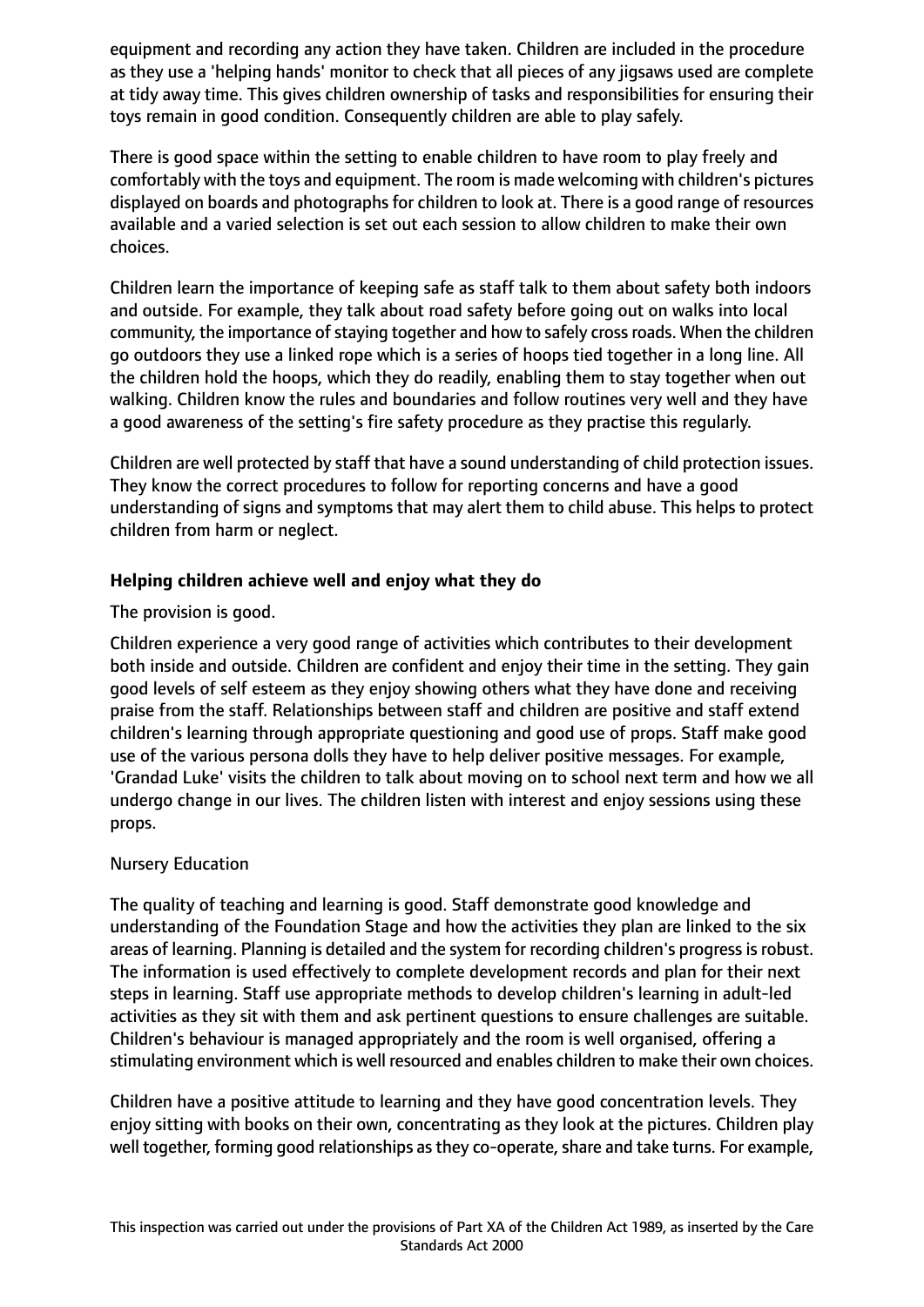equipment and recording any action they have taken. Children are included in the procedure as they use a 'helping hands' monitor to check that all pieces of any jigsaws used are complete at tidy away time. This gives children ownership of tasks and responsibilities for ensuring their toys remain in good condition. Consequently children are able to play safely.

There is good space within the setting to enable children to have room to play freely and comfortably with the toys and equipment. The room is made welcoming with children's pictures displayed on boards and photographs for children to look at. There is a good range of resources available and a varied selection is set out each session to allow children to make their own choices.

Children learn the importance of keeping safe as staff talk to them about safety both indoors and outside. For example, they talk about road safety before going out on walks into local community, the importance of staying together and how to safely cross roads. When the children go outdoors they use a linked rope which is a series of hoops tied together in a long line. All the children hold the hoops, which they do readily, enabling them to stay together when out walking. Children know the rules and boundaries and follow routines very well and they have a good awareness of the setting's fire safety procedure as they practise this regularly.

Children are well protected by staff that have a sound understanding of child protection issues. They know the correct procedures to follow for reporting concerns and have a good understanding of signs and symptoms that may alert them to child abuse. This helps to protect children from harm or neglect.

**Helping children achieve well and enjoy what they do**

The provision is good.

Children experience a very good range of activities which contributes to their development both inside and outside. Children are confident and enjoy their time in the setting. They gain good levels of self esteem as they enjoy showing others what they have done and receiving praise from the staff. Relationships between staff and children are positive and staff extend children's learning through appropriate questioning and good use of props. Staff make good use of the various persona dolls they have to help deliver positive messages. For example, 'Grandad Luke' visits the children to talk about moving on to school next term and how we all undergo change in our lives. The children listen with interest and enjoy sessions using these props.

Nursery Education

The quality of teaching and learning is good. Staff demonstrate good knowledge and understanding of the Foundation Stage and how the activities they plan are linked to the six areas of learning. Planning is detailed and the system for recording children's progress is robust. The information is used effectively to complete development records and plan for their next steps in learning. Staff use appropriate methods to develop children's learning in adult-led activities as they sit with them and ask pertinent questions to ensure challenges are suitable. Children's behaviour is managed appropriately and the room is well organised, offering a stimulating environment which is well resourced and enables children to make their own choices.

Children have a positive attitude to learning and they have good concentration levels. They enjoy sitting with books on their own, concentrating as they look at the pictures. Children play well together, forming good relationships as they co-operate, share and take turns. For example,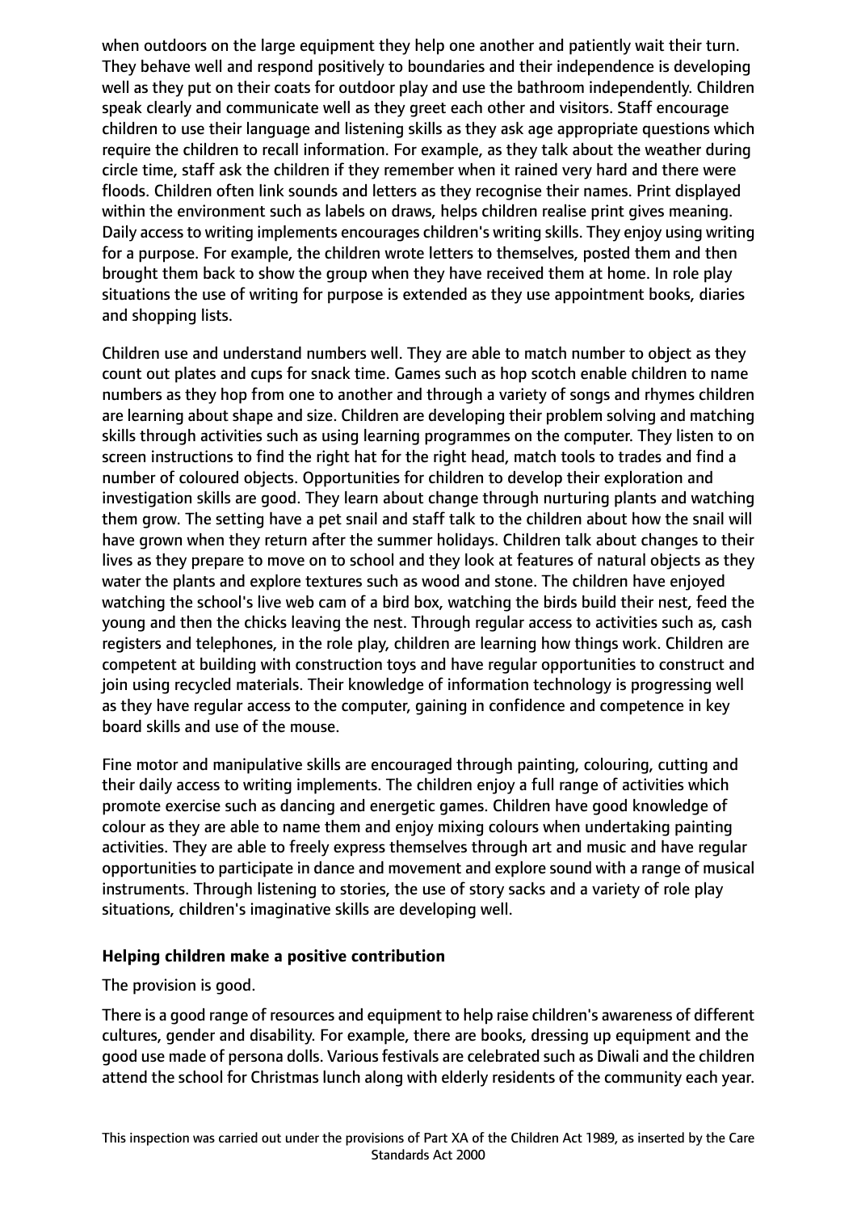when outdoors on the large equipment they help one another and patiently wait their turn. They behave well and respond positively to boundaries and their independence is developing well as they put on their coats for outdoor play and use the bathroom independently. Children speak clearly and communicate well as they greet each other and visitors. Staff encourage children to use their language and listening skills as they ask age appropriate questions which require the children to recall information. For example, as they talk about the weather during circle time, staff ask the children if they remember when it rained very hard and there were floods. Children often link sounds and letters as they recognise their names. Print displayed within the environment such as labels on draws, helps children realise print gives meaning. Daily access to writing implements encourages children's writing skills. They enjoy using writing for a purpose. For example, the children wrote letters to themselves, posted them and then brought them back to show the group when they have received them at home. In role play situations the use of writing for purpose is extended as they use appointment books, diaries and shopping lists.

Children use and understand numbers well. They are able to match number to object as they count out plates and cups for snack time. Games such as hop scotch enable children to name numbers as they hop from one to another and through a variety of songs and rhymes children are learning about shape and size. Children are developing their problem solving and matching skills through activities such as using learning programmes on the computer. They listen to on screen instructions to find the right hat for the right head, match tools to trades and find a number of coloured objects. Opportunities for children to develop their exploration and investigation skills are good. They learn about change through nurturing plants and watching them grow. The setting have a pet snail and staff talk to the children about how the snail will have grown when they return after the summer holidays. Children talk about changes to their lives as they prepare to move on to school and they look at features of natural objects as they water the plants and explore textures such as wood and stone. The children have enjoyed watching the school's live web cam of a bird box, watching the birds build their nest, feed the young and then the chicks leaving the nest. Through regular access to activities such as, cash registers and telephones, in the role play, children are learning how things work. Children are competent at building with construction toys and have regular opportunities to construct and join using recycled materials. Their knowledge of information technology is progressing well as they have regular access to the computer, gaining in confidence and competence in key board skills and use of the mouse.

Fine motor and manipulative skills are encouraged through painting, colouring, cutting and their daily access to writing implements. The children enjoy a full range of activities which promote exercise such as dancing and energetic games. Children have good knowledge of colour as they are able to name them and enjoy mixing colours when undertaking painting activities. They are able to freely express themselves through art and music and have regular opportunities to participate in dance and movement and explore sound with a range of musical instruments. Through listening to stories, the use of story sacks and a variety of role play situations, children's imaginative skills are developing well.

**Helping children make a positive contribution**

The provision is good.

There is a good range of resources and equipment to help raise children's awareness of different cultures, gender and disability. For example, there are books, dressing up equipment and the good use made of persona dolls. Various festivals are celebrated such as Diwali and the children attend the school for Christmas lunch along with elderly residents of the community each year.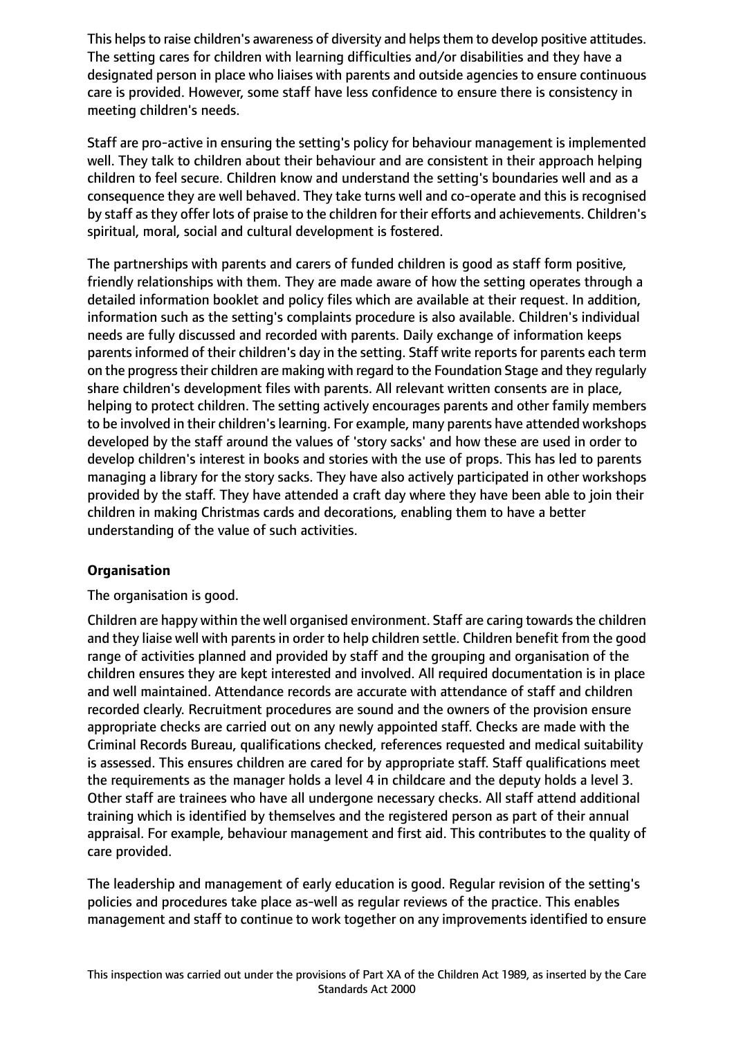This helps to raise children's awareness of diversity and helps them to develop positive attitudes. The setting cares for children with learning difficulties and/or disabilities and they have a designated person in place who liaises with parents and outside agencies to ensure continuous care is provided. However, some staff have less confidence to ensure there is consistency in meeting children's needs.

Staff are pro-active in ensuring the setting's policy for behaviour management is implemented well. They talk to children about their behaviour and are consistent in their approach helping children to feel secure. Children know and understand the setting's boundaries well and as a consequence they are well behaved. They take turns well and co-operate and this is recognised by staff as they offer lots of praise to the children for their efforts and achievements. Children's spiritual, moral, social and cultural development is fostered.

The partnerships with parents and carers of funded children is good as staff form positive, friendly relationships with them. They are made aware of how the setting operates through a detailed information booklet and policy files which are available at their request. In addition, information such as the setting's complaints procedure is also available. Children's individual needs are fully discussed and recorded with parents. Daily exchange of information keeps parents informed of their children's day in the setting. Staff write reports for parents each term on the progress their children are making with regard to the Foundation Stage and they regularly share children's development files with parents. All relevant written consents are in place, helping to protect children. The setting actively encourages parents and other family members to be involved in their children's learning. For example, many parents have attended workshops developed by the staff around the values of 'story sacks' and how these are used in order to develop children's interest in books and stories with the use of props. This has led to parents managing a library for the story sacks. They have also actively participated in other workshops provided by the staff. They have attended a craft day where they have been able to join their children in making Christmas cards and decorations, enabling them to have a better understanding of the value of such activities.

**Organisation**

The organisation is good.

Children are happy within the well organised environment. Staff are caring towards the children and they liaise well with parents in order to help children settle. Children benefit from the good range of activities planned and provided by staff and the grouping and organisation of the children ensures they are kept interested and involved. All required documentation is in place and well maintained. Attendance records are accurate with attendance of staff and children recorded clearly. Recruitment procedures are sound and the owners of the provision ensure appropriate checks are carried out on any newly appointed staff. Checks are made with the Criminal Records Bureau, qualifications checked, references requested and medical suitability is assessed. This ensures children are cared for by appropriate staff. Staff qualifications meet the requirements as the manager holds a level 4 in childcare and the deputy holds a level 3. Other staff are trainees who have all undergone necessary checks. All staff attend additional training which is identified by themselves and the registered person as part of their annual appraisal. For example, behaviour management and first aid. This contributes to the quality of care provided.

The leadership and management of early education is good. Regular revision of the setting's policies and procedures take place as-well as regular reviews of the practice. This enables management and staff to continue to work together on any improvements identified to ensure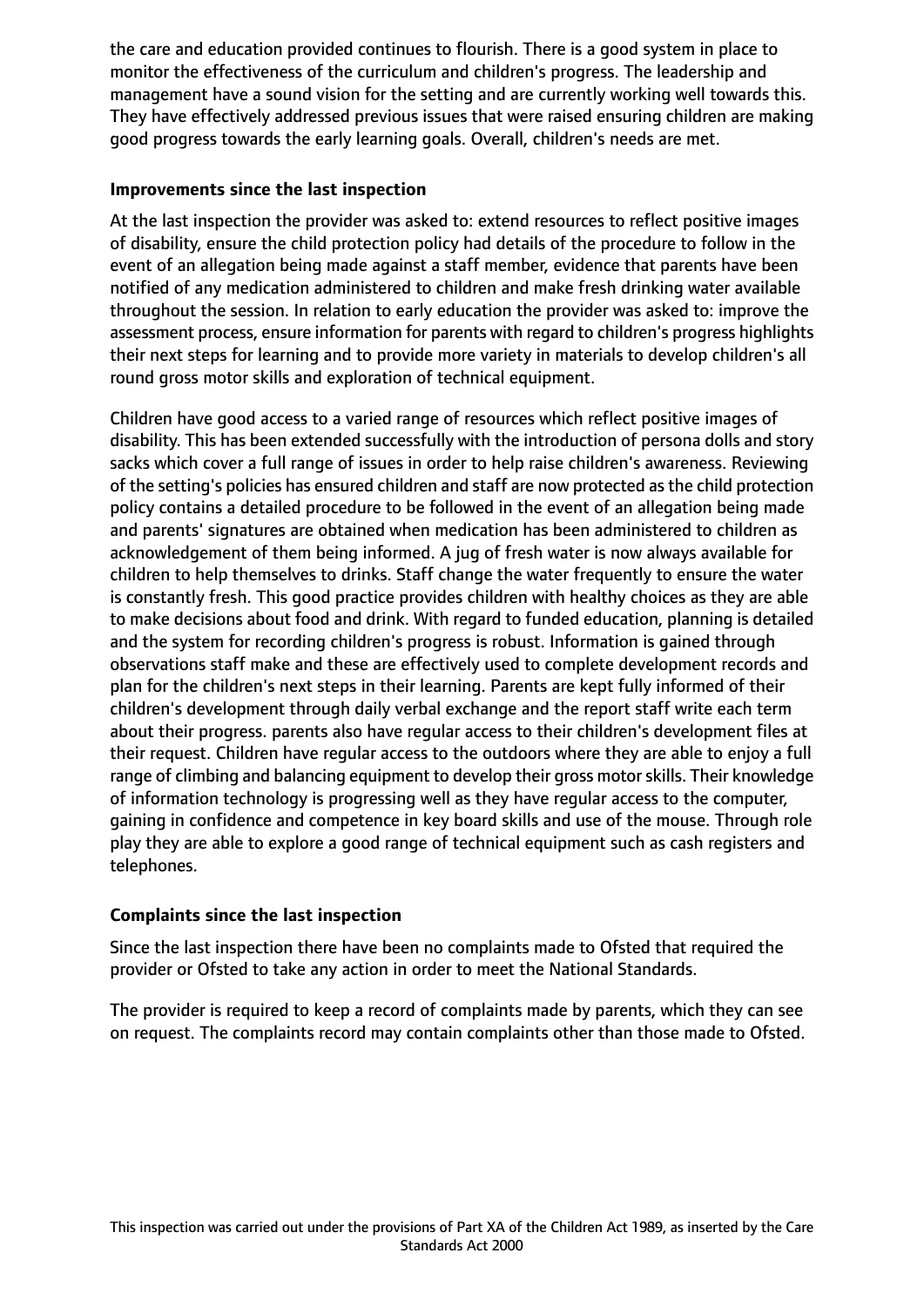the care and education provided continues to flourish. There is a good system in place to monitor the effectiveness of the curriculum and children's progress. The leadership and management have a sound vision for the setting and are currently working well towards this. They have effectively addressed previous issues that were raised ensuring children are making good progress towards the early learning goals. Overall, children's needs are met.

## Improvements since the last inspection

At the last inspection the provider was asked to: extend resources to reflect positive images of disability, ensure the child protection policy had details of the procedure to follow in the event of an allegation being made against a staff member, evidence that parents have been notified of any medication administered to children and make fresh drinking water available throughout the session. In relation to early education the provider was asked to: improve the assessment process, ensure information for parents with regard to children's progress highlights their next steps for learning and to provide more variety in materials to develop children's all round gross motor skills and exploration of technical equipment.

Children have good access to a varied range of resources which reflect positive images of disability. This has been extended successfully with the introduction of persona dolls and story sacks which cover a full range of issues in order to help raise children's awareness. Reviewing of the setting's policies has ensured children and staff are now protected as the child protection policy contains a detailed procedure to be followed in the event of an allegation being made and parents' signatures are obtained when medication has been administered to children as acknowledgement of them being informed. A jug of fresh water is now always available for children to help themselves to drinks. Staff change the water frequently to ensure the water is constantly fresh. This good practice provides children with healthy choices as they are able to make decisions about food and drink. With regard to funded education, planning is detailed and the system for recording children's progress is robust. Information is gained through observations staff make and these are effectively used to complete development records and plan for the children's next steps in their learning. Parents are kept fully informed of their children's development through daily verbal exchange and the report staff write each term about their progress. parents also have regular access to their children's development files at their request. Children have regular access to the outdoors where they are able to enjoy a full range of climbing and balancing equipment to develop their gross motor skills. Their knowledge of information technology is progressing well as they have regular access to the computer, gaining in confidence and competence in key board skills and use of the mouse. Through role play they are able to explore a good range of technical equipment such as cash registers and telephones.

## Complaints since the last inspection

Since the last inspection there have been no complaints made to Ofsted that required the provider or Ofsted to take any action in order to meet the National Standards.

The provider is required to keep a record of complaints made by parents, which they can see on request. The complaints record may contain complaints other than those made to Ofsted.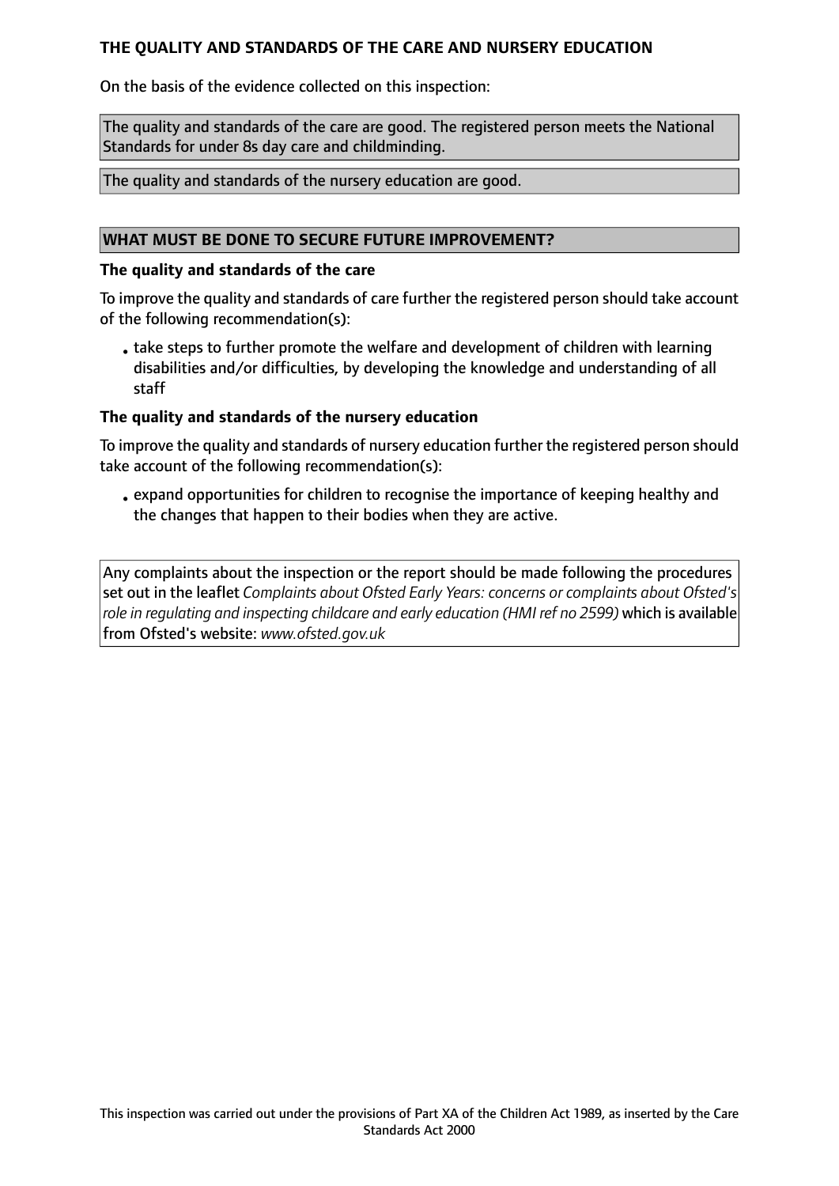## THE QUALITY AND STANDARDS OF THE CARE AND NURSERY EDUCATION

On the basis of the evidence collected on this inspection:

The quality and standards of the care are good. The registered person meets the National Standards for under 8s day care and childminding.

The quality and standards of the nursery education are good.

## WHAT MUST BE DONE TO SECURE FUTURE IMPROVEMENT?

### The quality and standards of the care

To improve the quality and standards of care further the registered person should take account of the following recommendation(s):

- take steps to further promote the welfare and development of children with learning disabilities and/or difficulties, by developing the knowledge and understanding of all staff

### The quality and standards of the nursery education

To improve the quality and standards of nursery education further the registered person should take account of the following recommendation(s):

- expand opportunities for children to recognise the importance of keeping healthy and the changes that happen to their bodies when they are active.

Any complaints about the inspection or the report should be made following the procedures set out in the leaflet *Complaints about Ofsted Early Years: concerns or complaints about Ofsted's role in regulating and inspecting childcare and early education (HMI ref no 2599)* which is available from Ofsted's website: *www.ofsted.gov.uk*

This inspection was carried out under the provisions of Part XA of the Children Act 1989, as inserted by the Care Standards Act 2000